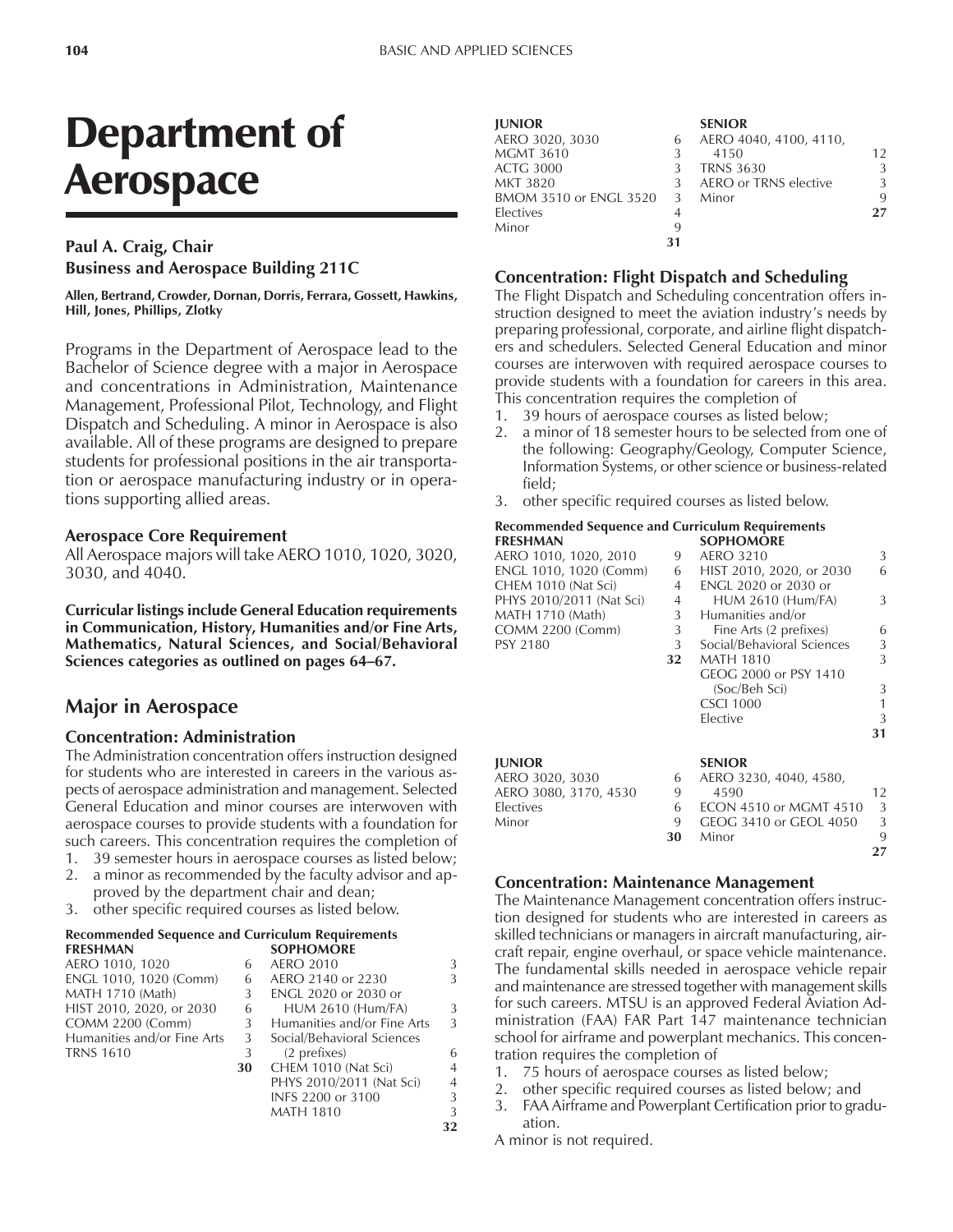# Department of Aerospace

**Paul A. Craig, Chair**
**Business and Aerospace Building 211C**

**Allen, Bertrand, Crowder, Dornan, Dorris, Ferrara, Gossett, Hawkins, Hill, Jones, Phillips, Zlotky**

Programs in the Department of Aerospace lead to the Bachelor of Science degree with a major in Aerospace and concentrations in Administration, Maintenance Management, Professional Pilot, Technology, and Flight Dispatch and Scheduling. A minor in Aerospace is also available. All of these programs are designed to prepare students for professional positions in the air transportation or aerospace manufacturing industry or in operations supporting allied areas.

### Aerospace Core Requirement

All Aerospace majors will take AERO 1010, 1020, 3020, 3030, and 4040.

**Curricular listings include General Education requirements in Communication, History, Humanities and/or Fine Arts, Mathematics, Natural Sciences, and Social/Behavioral Sciences categories as outlined on pages 64–67.**

## Major in Aerospace

### Concentration: Administration

The Administration concentration offers instruction designed for students who are interested in careers in the various aspects of aerospace administration and management. Selected General Education and minor courses are interwoven with aerospace courses to provide students with a foundation for such careers. This concentration requires the completion of

1. 39 semester hours in aerospace courses as listed below;
2. a minor as recommended by the faculty advisor and approved by the department chair and dean;
3. other specific required courses as listed below.

**Recommended Sequence and Curriculum Requirements**

| FRESHMAN | | SOPHOMORE | |
|---|---|---|---|
| AERO 1010, 1020 | 6 | AERO 2010 | 3 |
| ENGL 1010, 1020 (Comm) | 6 | AERO 2140 or 2230 | 3 |
| MATH 1710 (Math) | 3 | ENGL 2020 or 2030 or HUM 2610 (Hum/FA) | 3 |
| HIST 2010, 2020, or 2030 | 6 | Humanities and/or Fine Arts | 3 |
| COMM 2200 (Comm) | 3 | Social/Behavioral Sciences (2 prefixes) | 6 |
| Humanities and/or Fine Arts | 3 | CHEM 1010 (Nat Sci) | 4 |
| TRNS 1610 | 3 | PHYS 2010/2011 (Nat Sci) | 4 |
| | **30** | INFS 2200 or 3100 | 3 |
| | | MATH 1810 | 3 |
| | | | **32** |

| JUNIOR | | SENIOR | |
|---|---|---|---|
| AERO 3020, 3030 | 6 | AERO 4040, 4100, 4110, 4150 | 12 |
| MGMT 3610 | 3 | TRNS 3630 | 3 |
| ACTG 3000 | 3 | AERO or TRNS elective | 3 |
| MKT 3820 | 3 | Minor | 9 |
| BMOM 3510 or ENGL 3520 | 3 | | **27** |
| Electives | 4 | | |
| Minor | 9 | | |
| | **31** | | |

### Concentration: Flight Dispatch and Scheduling

The Flight Dispatch and Scheduling concentration offers instruction designed to meet the aviation industry's needs by preparing professional, corporate, and airline flight dispatchers and schedulers. Selected General Education and minor courses are interwoven with required aerospace courses to provide students with a foundation for careers in this area. This concentration requires the completion of

1. 39 hours of aerospace courses as listed below;
2. a minor of 18 semester hours to be selected from one of the following: Geography/Geology, Computer Science, Information Systems, or other science or business-related field;
3. other specific required courses as listed below.

**Recommended Sequence and Curriculum Requirements**

| FRESHMAN | | SOPHOMORE | |
|---|---|---|---|
| AERO 1010, 1020, 2010 | 9 | AERO 3210 | 3 |
| ENGL 1010, 1020 (Comm) | 6 | HIST 2010, 2020, or 2030 | 6 |
| CHEM 1010 (Nat Sci) | 4 | ENGL 2020 or 2030 or HUM 2610 (Hum/FA) | 3 |
| PHYS 2010/2011 (Nat Sci) | 4 | Humanities and/or Fine Arts (2 prefixes) | 6 |
| MATH 1710 (Math) | 3 | Social/Behavioral Sciences | 3 |
| COMM 2200 (Comm) | 3 | MATH 1810 | 3 |
| PSY 2180 | 3 | GEOG 2000 or PSY 1410 (Soc/Beh Sci) | 3 |
| | **32** | CSCI 1000 | 1 |
| | | Elective | 3 |
| | | | **31** |

| JUNIOR | | SENIOR | |
|---|---|---|---|
| AERO 3020, 3030 | 6 | AERO 3230, 4040, 4580, 4590 | 12 |
| AERO 3080, 3170, 4530 | 9 | ECON 4510 or MGMT 4510 | 3 |
| Electives | 6 | GEOG 3410 or GEOL 4050 | 3 |
| Minor | 9 | Minor | 9 |
| | **30** | | **27** |

### Concentration: Maintenance Management

The Maintenance Management concentration offers instruction designed for students who are interested in careers as skilled technicians or managers in aircraft manufacturing, aircraft repair, engine overhaul, or space vehicle maintenance. The fundamental skills needed in aerospace vehicle repair and maintenance are stressed together with management skills for such careers. MTSU is an approved Federal Aviation Administration (FAA) FAR Part 147 maintenance technician school for airframe and powerplant mechanics. This concentration requires the completion of

1. 75 hours of aerospace courses as listed below;
2. other specific required courses as listed below; and
3. FAA Airframe and Powerplant Certification prior to graduation.

A minor is not required.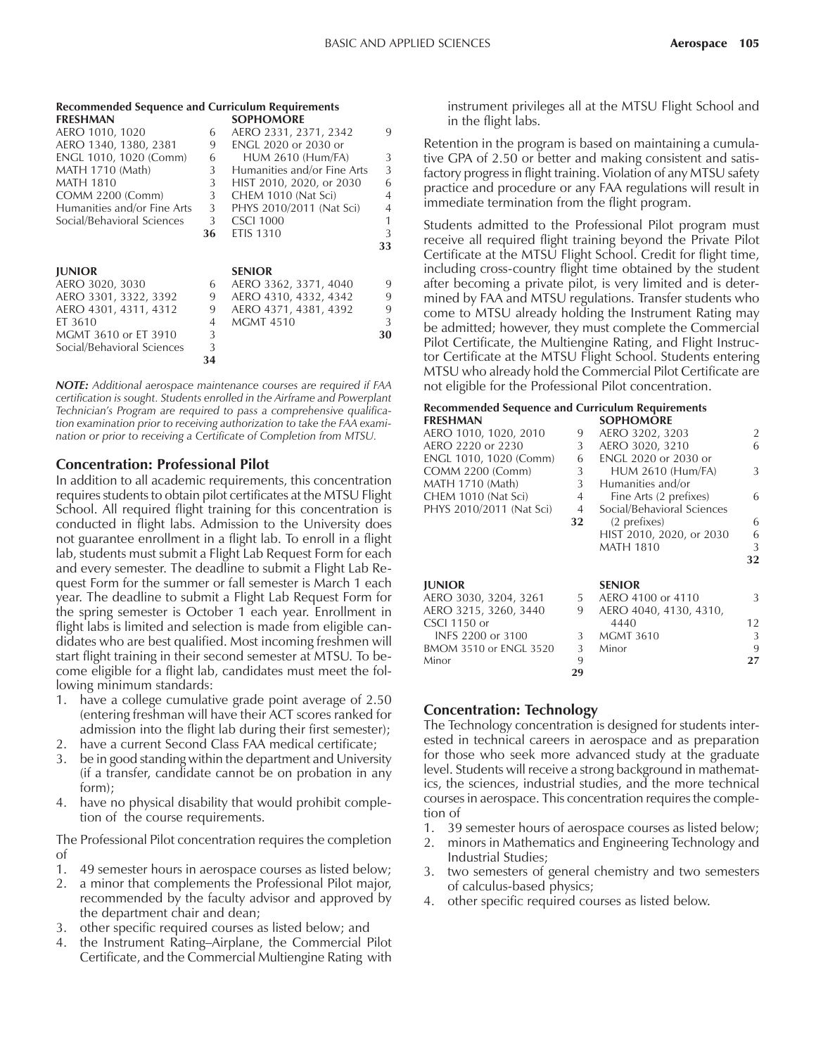**Recommended Sequence and Curriculum Requirements**

| FRESHMAN | | SOPHOMORE | |
|---|---|---|---|
| AERO 1010, 1020 | 6 | AERO 2331, 2371, 2342 | 9 |
| AERO 1340, 1380, 2381 | 9 | ENGL 2020 or 2030 or HUM 2610 (Hum/FA) | 3 |
| ENGL 1010, 1020 (Comm) | 6 | Humanities and/or Fine Arts | 3 |
| MATH 1710 (Math) | 3 | HIST 2010, 2020, or 2030 | 6 |
| MATH 1810 | 3 | CHEM 1010 (Nat Sci) | 4 |
| COMM 2200 (Comm) | 3 | PHYS 2010/2011 (Nat Sci) | 4 |
| Humanities and/or Fine Arts | 3 | CSCI 1000 | 1 |
| Social/Behavioral Sciences | 3 | ETIS 1310 | 3 |
| | **36** | | **33** |

| JUNIOR | | SENIOR | |
|---|---|---|---|
| AERO 3020, 3030 | 6 | AERO 3362, 3371, 4040 | 9 |
| AERO 3301, 3322, 3392 | 9 | AERO 4310, 4332, 4342 | 9 |
| AERO 4301, 4311, 4312 | 9 | AERO 4371, 4381, 4392 | 9 |
| ET 3610 | 4 | MGMT 4510 | 3 |
| MGMT 3610 or ET 3910 | 3 | | **30** |
| Social/Behavioral Sciences | 3 | | |
| | **34** | | |

***NOTE:*** *Additional aerospace maintenance courses are required if FAA certification is sought. Students enrolled in the Airframe and Powerplant Technician's Program are required to pass a comprehensive qualification examination prior to receiving authorization to take the FAA examination or prior to receiving a Certificate of Completion from MTSU.*

## Concentration: Professional Pilot

In addition to all academic requirements, this concentration requires students to obtain pilot certificates at the MTSU Flight School. All required flight training for this concentration is conducted in flight labs. Admission to the University does not guarantee enrollment in a flight lab. To enroll in a flight lab, students must submit a Flight Lab Request Form for each and every semester. The deadline to submit a Flight Lab Request Form for the summer or fall semester is March 1 each year. The deadline to submit a Flight Lab Request Form for the spring semester is October 1 each year. Enrollment in flight labs is limited and selection is made from eligible candidates who are best qualified. Most incoming freshmen will start flight training in their second semester at MTSU. To become eligible for a flight lab, candidates must meet the following minimum standards:

1. have a college cumulative grade point average of 2.50 (entering freshman will have their ACT scores ranked for admission into the flight lab during their first semester);
2. have a current Second Class FAA medical certificate;
3. be in good standing within the department and University (if a transfer, candidate cannot be on probation in any form);
4. have no physical disability that would prohibit completion of the course requirements.

The Professional Pilot concentration requires the completion of

1. 49 semester hours in aerospace courses as listed below;
2. a minor that complements the Professional Pilot major, recommended by the faculty advisor and approved by the department chair and dean;
3. other specific required courses as listed below; and
4. the Instrument Rating–Airplane, the Commercial Pilot Certificate, and the Commercial Multiengine Rating with instrument privileges all at the MTSU Flight School and in the flight labs.

Retention in the program is based on maintaining a cumulative GPA of 2.50 or better and making consistent and satisfactory progress in flight training. Violation of any MTSU safety practice and procedure or any FAA regulations will result in immediate termination from the flight program.

Students admitted to the Professional Pilot program must receive all required flight training beyond the Private Pilot Certificate at the MTSU Flight School. Credit for flight time, including cross-country flight time obtained by the student after becoming a private pilot, is very limited and is determined by FAA and MTSU regulations. Transfer students who come to MTSU already holding the Instrument Rating may be admitted; however, they must complete the Commercial Pilot Certificate, the Multiengine Rating, and Flight Instructor Certificate at the MTSU Flight School. Students entering MTSU who already hold the Commercial Pilot Certificate are not eligible for the Professional Pilot concentration.

**Recommended Sequence and Curriculum Requirements**

| FRESHMAN | | SOPHOMORE | |
|---|---|---|---|
| AERO 1010, 1020, 2010 | 9 | AERO 3202, 3203 | 2 |
| AERO 2220 or 2230 | 3 | AERO 3020, 3210 | 6 |
| ENGL 1010, 1020 (Comm) | 6 | ENGL 2020 or 2030 or HUM 2610 (Hum/FA) | 3 |
| COMM 2200 (Comm) | 3 | Humanities and/or Fine Arts (2 prefixes) | 6 |
| MATH 1710 (Math) | 3 | Social/Behavioral Sciences (2 prefixes) | 6 |
| CHEM 1010 (Nat Sci) | 4 | HIST 2010, 2020, or 2030 | 6 |
| PHYS 2010/2011 (Nat Sci) | 4 | MATH 1810 | 3 |
| | **32** | | **32** |

| JUNIOR | | SENIOR | |
|---|---|---|---|
| AERO 3030, 3204, 3261 | 5 | AERO 4100 or 4110 | 3 |
| AERO 3215, 3260, 3440 | 9 | AERO 4040, 4130, 4310, 4440 | 12 |
| CSCI 1150 or INFS 2200 or 3100 | 3 | MGMT 3610 | 3 |
| BMOM 3510 or ENGL 3520 | 3 | Minor | 9 |
| Minor | 9 | | **27** |
| | **29** | | |

## Concentration: Technology

The Technology concentration is designed for students interested in technical careers in aerospace and as preparation for those who seek more advanced study at the graduate level. Students will receive a strong background in mathematics, the sciences, industrial studies, and the more technical courses in aerospace. This concentration requires the completion of

1. 39 semester hours of aerospace courses as listed below;
2. minors in Mathematics and Engineering Technology and Industrial Studies;
3. two semesters of general chemistry and two semesters of calculus-based physics;
4. other specific required courses as listed below.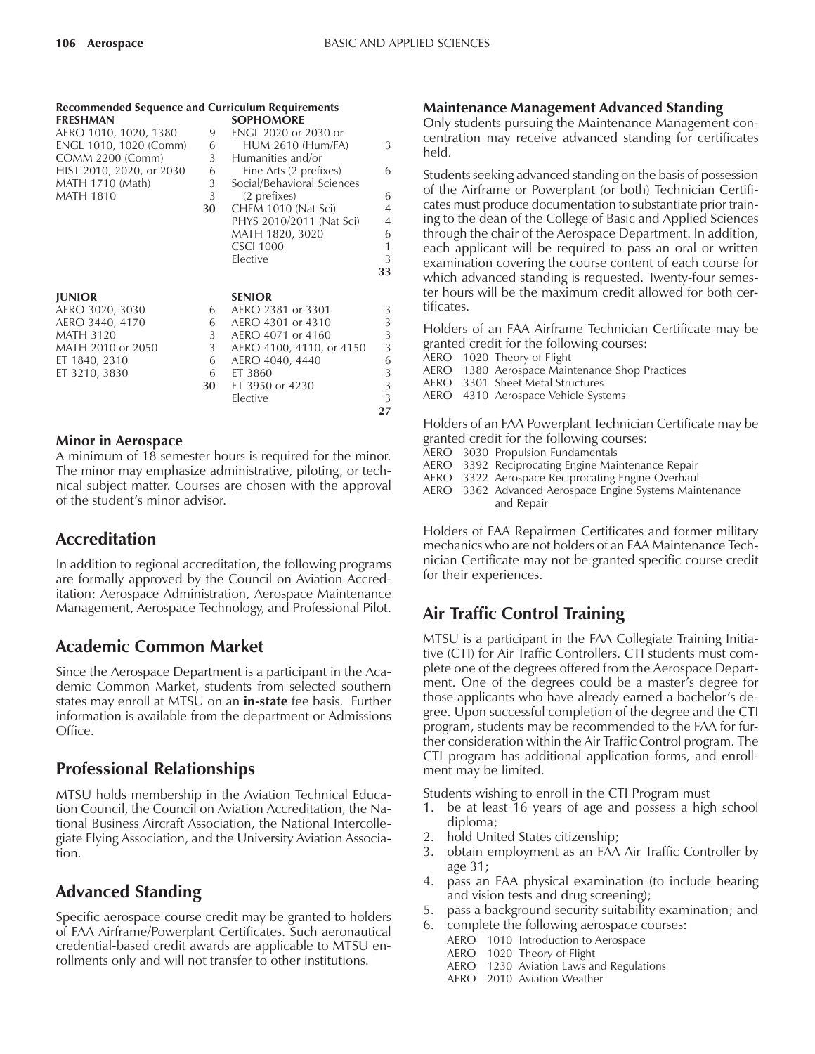**Recommended Sequence and Curriculum Requirements**

| FRESHMAN | | SOPHOMORE | |
|---|---|---|---|
| AERO 1010, 1020, 1380 | 9 | ENGL 2020 or 2030 or HUM 2610 (Hum/FA) | 3 |
| ENGL 1010, 1020 (Comm) | 6 | Humanities and/or Fine Arts (2 prefixes) | 6 |
| COMM 2200 (Comm) | 3 | Social/Behavioral Sciences (2 prefixes) | 6 |
| HIST 2010, 2020, or 2030 | 6 | CHEM 1010 (Nat Sci) | 4 |
| MATH 1710 (Math) | 3 | PHYS 2010/2011 (Nat Sci) | 4 |
| MATH 1810 | 3 | MATH 1820, 3020 | 6 |
| | **30** | CSCI 1000 | 1 |
| | | Elective | 3 |
| | | | **33** |

| JUNIOR | | SENIOR | |
|---|---|---|---|
| AERO 3020, 3030 | 6 | AERO 2381 or 3301 | 3 |
| AERO 3440, 4170 | 6 | AERO 4301 or 4310 | 3 |
| MATH 3120 | 3 | AERO 4071 or 4160 | 3 |
| MATH 2010 or 2050 | 3 | AERO 4100, 4110, or 4150 | 3 |
| ET 1840, 2310 | 6 | AERO 4040, 4440 | 6 |
| ET 3210, 3830 | 6 | ET 3860 | 3 |
| | **30** | ET 3950 or 4230 | 3 |
| | | Elective | 3 |
| | | | **27** |

### Minor in Aerospace

A minimum of 18 semester hours is required for the minor. The minor may emphasize administrative, piloting, or technical subject matter. Courses are chosen with the approval of the student's minor advisor.

## Accreditation

In addition to regional accreditation, the following programs are formally approved by the Council on Aviation Accreditation: Aerospace Administration, Aerospace Maintenance Management, Aerospace Technology, and Professional Pilot.

## Academic Common Market

Since the Aerospace Department is a participant in the Academic Common Market, students from selected southern states may enroll at MTSU on an **in-state** fee basis. Further information is available from the department or Admissions Office.

## Professional Relationships

MTSU holds membership in the Aviation Technical Education Council, the Council on Aviation Accreditation, the National Business Aircraft Association, the National Intercollegiate Flying Association, and the University Aviation Association.

## Advanced Standing

Specific aerospace course credit may be granted to holders of FAA Airframe/Powerplant Certificates. Such aeronautical credential-based credit awards are applicable to MTSU enrollments only and will not transfer to other institutions.

### Maintenance Management Advanced Standing

Only students pursuing the Maintenance Management concentration may receive advanced standing for certificates held.

Students seeking advanced standing on the basis of possession of the Airframe or Powerplant (or both) Technician Certificates must produce documentation to substantiate prior training to the dean of the College of Basic and Applied Sciences through the chair of the Aerospace Department. In addition, each applicant will be required to pass an oral or written examination covering the course content of each course for which advanced standing is requested. Twenty-four semester hours will be the maximum credit allowed for both certificates.

Holders of an FAA Airframe Technician Certificate may be granted credit for the following courses:

- AERO 1020 Theory of Flight
- AERO 1380 Aerospace Maintenance Shop Practices
- AERO 3301 Sheet Metal Structures
- AERO 4310 Aerospace Vehicle Systems

Holders of an FAA Powerplant Technician Certificate may be granted credit for the following courses:

- AERO 3030 Propulsion Fundamentals
- AERO 3392 Reciprocating Engine Maintenance Repair
- AERO 3322 Aerospace Reciprocating Engine Overhaul
- AERO 3362 Advanced Aerospace Engine Systems Maintenance and Repair

Holders of FAA Repairmen Certificates and former military mechanics who are not holders of an FAA Maintenance Technician Certificate may not be granted specific course credit for their experiences.

## Air Traffic Control Training

MTSU is a participant in the FAA Collegiate Training Initiative (CTI) for Air Traffic Controllers. CTI students must complete one of the degrees offered from the Aerospace Department. One of the degrees could be a master's degree for those applicants who have already earned a bachelor's degree. Upon successful completion of the degree and the CTI program, students may be recommended to the FAA for further consideration within the Air Traffic Control program. The CTI program has additional application forms, and enrollment may be limited.

Students wishing to enroll in the CTI Program must

1. be at least 16 years of age and possess a high school diploma;
2. hold United States citizenship;
3. obtain employment as an FAA Air Traffic Controller by age 31;
4. pass an FAA physical examination (to include hearing and vision tests and drug screening);
5. pass a background security suitability examination; and
6. complete the following aerospace courses:
   - AERO 1010 Introduction to Aerospace
   - AERO 1020 Theory of Flight
   - AERO 1230 Aviation Laws and Regulations
   - AERO 2010 Aviation Weather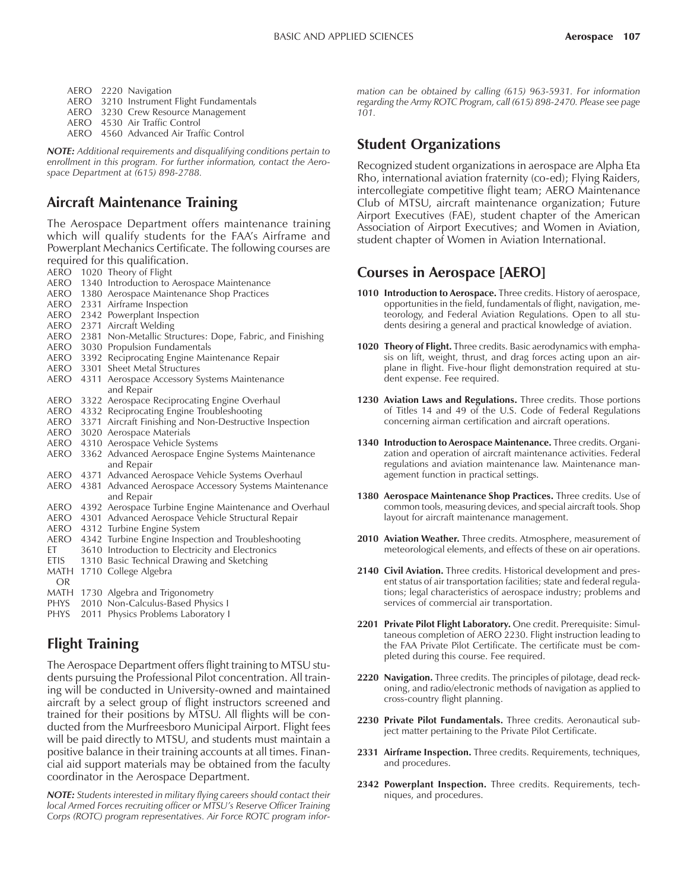AERO 2220 Navigation
AERO 3210 Instrument Flight Fundamentals
AERO 3230 Crew Resource Management
AERO 4530 Air Traffic Control
AERO 4560 Advanced Air Traffic Control

***NOTE:*** *Additional requirements and disqualifying conditions pertain to enrollment in this program. For further information, contact the Aerospace Department at (615) 898-2788.*

## Aircraft Maintenance Training

The Aerospace Department offers maintenance training which will qualify students for the FAA's Airframe and Powerplant Mechanics Certificate. The following courses are required for this qualification.

AERO 1020 Theory of Flight
AERO 1340 Introduction to Aerospace Maintenance
AERO 1380 Aerospace Maintenance Shop Practices
AERO 2331 Airframe Inspection
AERO 2342 Powerplant Inspection
AERO 2371 Aircraft Welding
AERO 2381 Non-Metallic Structures: Dope, Fabric, and Finishing
AERO 3030 Propulsion Fundamentals
AERO 3392 Reciprocating Engine Maintenance Repair
AERO 3301 Sheet Metal Structures
AERO 4311 Aerospace Accessory Systems Maintenance and Repair
AERO 3322 Aerospace Reciprocating Engine Overhaul
AERO 4332 Reciprocating Engine Troubleshooting
AERO 3371 Aircraft Finishing and Non-Destructive Inspection
AERO 3020 Aerospace Materials
AERO 4310 Aerospace Vehicle Systems
AERO 3362 Advanced Aerospace Engine Systems Maintenance and Repair
AERO 4371 Advanced Aerospace Vehicle Systems Overhaul
AERO 4381 Advanced Aerospace Accessory Systems Maintenance and Repair
AERO 4392 Aerospace Turbine Engine Maintenance and Overhaul
AERO 4301 Advanced Aerospace Vehicle Structural Repair
AERO 4312 Turbine Engine System
AERO 4342 Turbine Engine Inspection and Troubleshooting
ET 3610 Introduction to Electricity and Electronics
ETIS 1310 Basic Technical Drawing and Sketching
MATH 1710 College Algebra
OR
MATH 1730 Algebra and Trigonometry
PHYS 2010 Non-Calculus-Based Physics I
PHYS 2011 Physics Problems Laboratory I

## Flight Training

The Aerospace Department offers flight training to MTSU students pursuing the Professional Pilot concentration. All training will be conducted in University-owned and maintained aircraft by a select group of flight instructors screened and trained for their positions by MTSU. All flights will be conducted from the Murfreesboro Municipal Airport. Flight fees will be paid directly to MTSU, and students must maintain a positive balance in their training accounts at all times. Financial aid support materials may be obtained from the faculty coordinator in the Aerospace Department.

***NOTE:*** *Students interested in military flying careers should contact their local Armed Forces recruiting officer or MTSU's Reserve Officer Training Corps (ROTC) program representatives. Air Force ROTC program information can be obtained by calling (615) 963-5931. For information regarding the Army ROTC Program, call (615) 898-2470. Please see page 101.*

## Student Organizations

Recognized student organizations in aerospace are Alpha Eta Rho, international aviation fraternity (co-ed); Flying Raiders, intercollegiate competitive flight team; AERO Maintenance Club of MTSU, aircraft maintenance organization; Future Airport Executives (FAE), student chapter of the American Association of Airport Executives; and Women in Aviation, student chapter of Women in Aviation International.

## Courses in Aerospace [AERO]

**1010 Introduction to Aerospace.** Three credits. History of aerospace, opportunities in the field, fundamentals of flight, navigation, meteorology, and Federal Aviation Regulations. Open to all students desiring a general and practical knowledge of aviation.

**1020 Theory of Flight.** Three credits. Basic aerodynamics with emphasis on lift, weight, thrust, and drag forces acting upon an airplane in flight. Five-hour flight demonstration required at student expense. Fee required.

**1230 Aviation Laws and Regulations.** Three credits. Those portions of Titles 14 and 49 of the U.S. Code of Federal Regulations concerning airman certification and aircraft operations.

**1340 Introduction to Aerospace Maintenance.** Three credits. Organization and operation of aircraft maintenance activities. Federal regulations and aviation maintenance law. Maintenance management function in practical settings.

**1380 Aerospace Maintenance Shop Practices.** Three credits. Use of common tools, measuring devices, and special aircraft tools. Shop layout for aircraft maintenance management.

**2010 Aviation Weather.** Three credits. Atmosphere, measurement of meteorological elements, and effects of these on air operations.

**2140 Civil Aviation.** Three credits. Historical development and present status of air transportation facilities; state and federal regulations; legal characteristics of aerospace industry; problems and services of commercial air transportation.

**2201 Private Pilot Flight Laboratory.** One credit. Prerequisite: Simultaneous completion of AERO 2230. Flight instruction leading to the FAA Private Pilot Certificate. The certificate must be completed during this course. Fee required.

**2220 Navigation.** Three credits. The principles of pilotage, dead reckoning, and radio/electronic methods of navigation as applied to cross-country flight planning.

**2230 Private Pilot Fundamentals.** Three credits. Aeronautical subject matter pertaining to the Private Pilot Certificate.

**2331 Airframe Inspection.** Three credits. Requirements, techniques, and procedures.

**2342 Powerplant Inspection.** Three credits. Requirements, techniques, and procedures.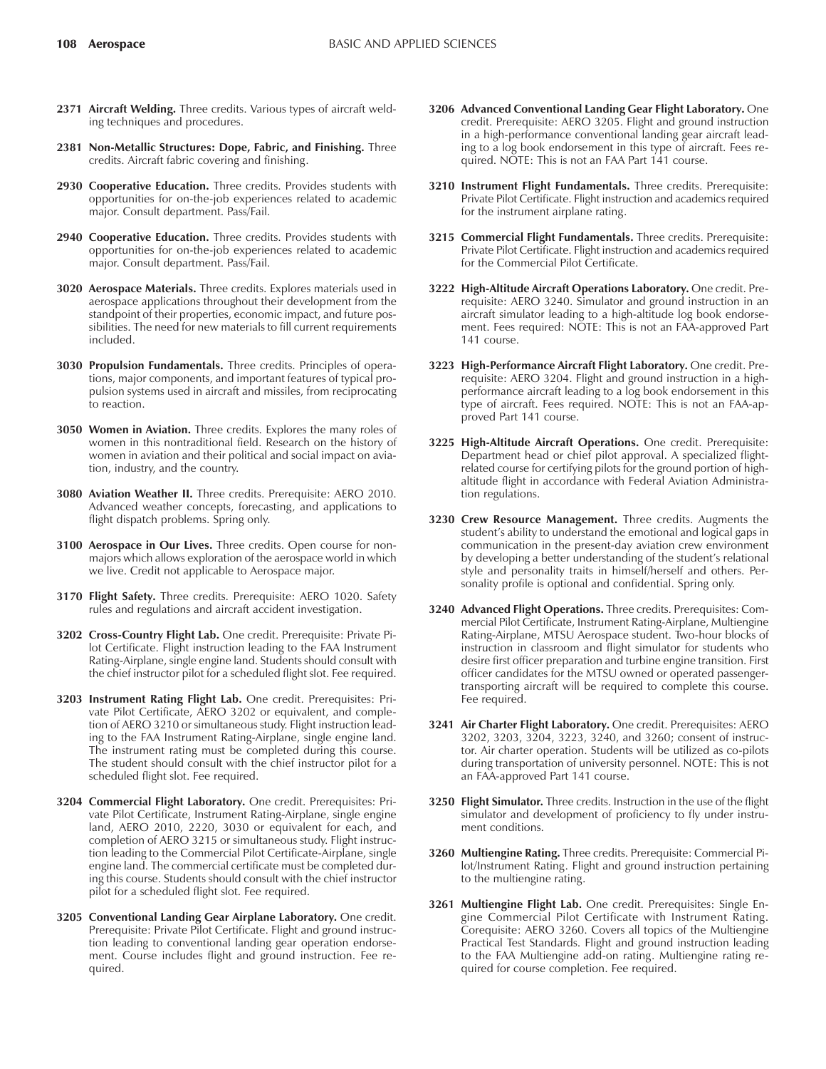**2371 Aircraft Welding.** Three credits. Various types of aircraft welding techniques and procedures.

**2381 Non-Metallic Structures: Dope, Fabric, and Finishing.** Three credits. Aircraft fabric covering and finishing.

**2930 Cooperative Education.** Three credits. Provides students with opportunities for on-the-job experiences related to academic major. Consult department. Pass/Fail.

**2940 Cooperative Education.** Three credits. Provides students with opportunities for on-the-job experiences related to academic major. Consult department. Pass/Fail.

**3020 Aerospace Materials.** Three credits. Explores materials used in aerospace applications throughout their development from the standpoint of their properties, economic impact, and future possibilities. The need for new materials to fill current requirements included.

**3030 Propulsion Fundamentals.** Three credits. Principles of operations, major components, and important features of typical propulsion systems used in aircraft and missiles, from reciprocating to reaction.

**3050 Women in Aviation.** Three credits. Explores the many roles of women in this nontraditional field. Research on the history of women in aviation and their political and social impact on aviation, industry, and the country.

**3080 Aviation Weather II.** Three credits. Prerequisite: AERO 2010. Advanced weather concepts, forecasting, and applications to flight dispatch problems. Spring only.

**3100 Aerospace in Our Lives.** Three credits. Open course for nonmajors which allows exploration of the aerospace world in which we live. Credit not applicable to Aerospace major.

**3170 Flight Safety.** Three credits. Prerequisite: AERO 1020. Safety rules and regulations and aircraft accident investigation.

**3202 Cross-Country Flight Lab.** One credit. Prerequisite: Private Pilot Certificate. Flight instruction leading to the FAA Instrument Rating-Airplane, single engine land. Students should consult with the chief instructor pilot for a scheduled flight slot. Fee required.

**3203 Instrument Rating Flight Lab.** One credit. Prerequisites: Private Pilot Certificate, AERO 3202 or equivalent, and completion of AERO 3210 or simultaneous study. Flight instruction leading to the FAA Instrument Rating-Airplane, single engine land. The instrument rating must be completed during this course. The student should consult with the chief instructor pilot for a scheduled flight slot. Fee required.

**3204 Commercial Flight Laboratory.** One credit. Prerequisites: Private Pilot Certificate, Instrument Rating-Airplane, single engine land, AERO 2010, 2220, 3030 or equivalent for each, and completion of AERO 3215 or simultaneous study. Flight instruction leading to the Commercial Pilot Certificate-Airplane, single engine land. The commercial certificate must be completed during this course. Students should consult with the chief instructor pilot for a scheduled flight slot. Fee required.

**3205 Conventional Landing Gear Airplane Laboratory.** One credit. Prerequisite: Private Pilot Certificate. Flight and ground instruction leading to conventional landing gear operation endorsement. Course includes flight and ground instruction. Fee required.

**3206 Advanced Conventional Landing Gear Flight Laboratory.** One credit. Prerequisite: AERO 3205. Flight and ground instruction in a high-performance conventional landing gear aircraft leading to a log book endorsement in this type of aircraft. Fees required. NOTE: This is not an FAA Part 141 course.

**3210 Instrument Flight Fundamentals.** Three credits. Prerequisite: Private Pilot Certificate. Flight instruction and academics required for the instrument airplane rating.

**3215 Commercial Flight Fundamentals.** Three credits. Prerequisite: Private Pilot Certificate. Flight instruction and academics required for the Commercial Pilot Certificate.

**3222 High-Altitude Aircraft Operations Laboratory.** One credit. Prerequisite: AERO 3240. Simulator and ground instruction in an aircraft simulator leading to a high-altitude log book endorsement. Fees required: NOTE: This is not an FAA-approved Part 141 course.

**3223 High-Performance Aircraft Flight Laboratory.** One credit. Prerequisite: AERO 3204. Flight and ground instruction in a high-performance aircraft leading to a log book endorsement in this type of aircraft. Fees required. NOTE: This is not an FAA-approved Part 141 course.

**3225 High-Altitude Aircraft Operations.** One credit. Prerequisite: Department head or chief pilot approval. A specialized flight-related course for certifying pilots for the ground portion of high-altitude flight in accordance with Federal Aviation Administration regulations.

**3230 Crew Resource Management.** Three credits. Augments the student's ability to understand the emotional and logical gaps in communication in the present-day aviation crew environment by developing a better understanding of the student's relational style and personality traits in himself/herself and others. Personality profile is optional and confidential. Spring only.

**3240 Advanced Flight Operations.** Three credits. Prerequisites: Commercial Pilot Certificate, Instrument Rating-Airplane, Multiengine Rating-Airplane, MTSU Aerospace student. Two-hour blocks of instruction in classroom and flight simulator for students who desire first officer preparation and turbine engine transition. First officer candidates for the MTSU owned or operated passenger-transporting aircraft will be required to complete this course. Fee required.

**3241 Air Charter Flight Laboratory.** One credit. Prerequisites: AERO 3202, 3203, 3204, 3223, 3240, and 3260; consent of instructor. Air charter operation. Students will be utilized as co-pilots during transportation of university personnel. NOTE: This is not an FAA-approved Part 141 course.

**3250 Flight Simulator.** Three credits. Instruction in the use of the flight simulator and development of proficiency to fly under instrument conditions.

**3260 Multiengine Rating.** Three credits. Prerequisite: Commercial Pilot/Instrument Rating. Flight and ground instruction pertaining to the multiengine rating.

**3261 Multiengine Flight Lab.** One credit. Prerequisites: Single Engine Commercial Pilot Certificate with Instrument Rating. Corequisite: AERO 3260. Covers all topics of the Multiengine Practical Test Standards. Flight and ground instruction leading to the FAA Multiengine add-on rating. Multiengine rating required for course completion. Fee required.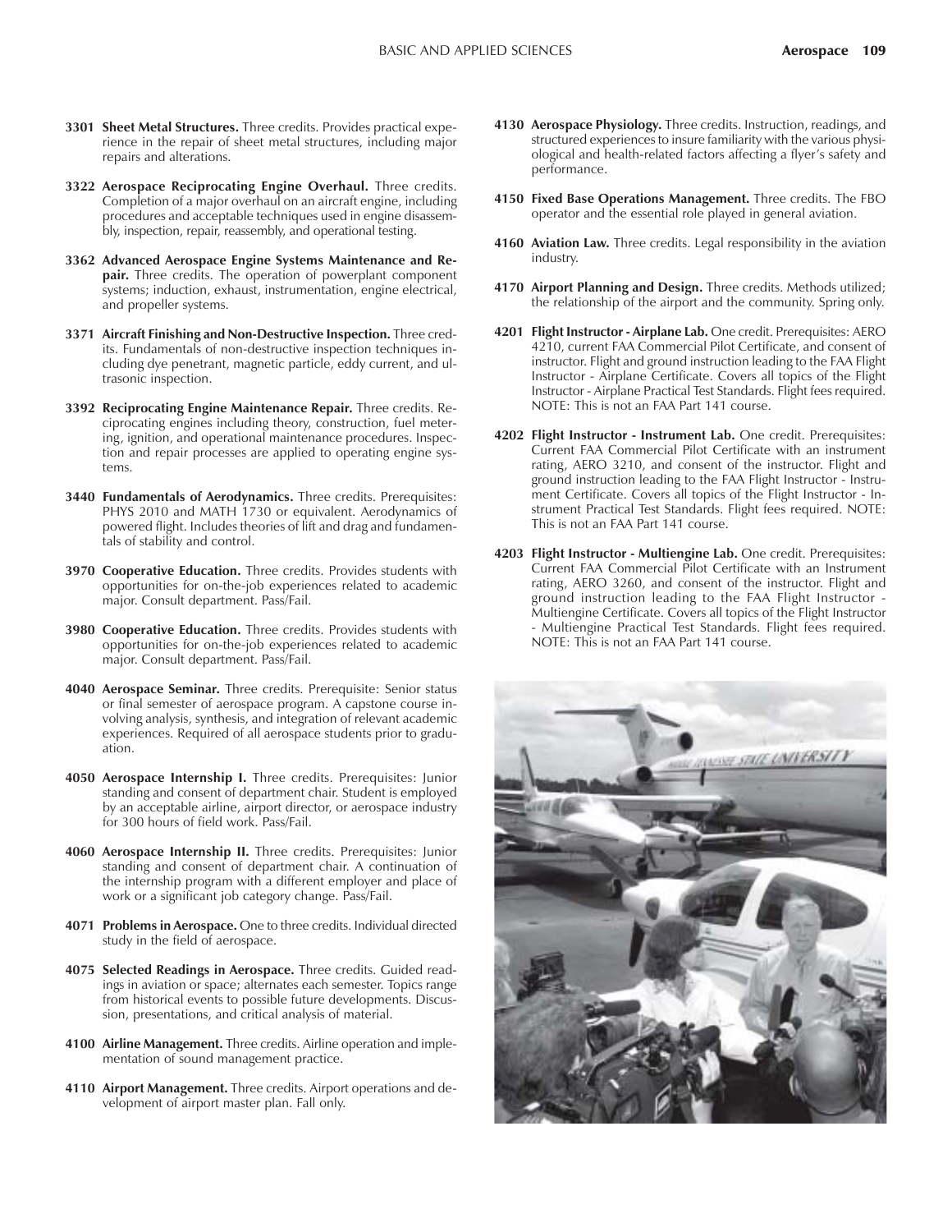**3301 Sheet Metal Structures.** Three credits. Provides practical experience in the repair of sheet metal structures, including major repairs and alterations.

**3322 Aerospace Reciprocating Engine Overhaul.** Three credits. Completion of a major overhaul on an aircraft engine, including procedures and acceptable techniques used in engine disassembly, inspection, repair, reassembly, and operational testing.

**3362 Advanced Aerospace Engine Systems Maintenance and Repair.** Three credits. The operation of powerplant component systems; induction, exhaust, instrumentation, engine electrical, and propeller systems.

**3371 Aircraft Finishing and Non-Destructive Inspection.** Three credits. Fundamentals of non-destructive inspection techniques including dye penetrant, magnetic particle, eddy current, and ultrasonic inspection.

**3392 Reciprocating Engine Maintenance Repair.** Three credits. Reciprocating engines including theory, construction, fuel metering, ignition, and operational maintenance procedures. Inspection and repair processes are applied to operating engine systems.

**3440 Fundamentals of Aerodynamics.** Three credits. Prerequisites: PHYS 2010 and MATH 1730 or equivalent. Aerodynamics of powered flight. Includes theories of lift and drag and fundamentals of stability and control.

**3970 Cooperative Education.** Three credits. Provides students with opportunities for on-the-job experiences related to academic major. Consult department. Pass/Fail.

**3980 Cooperative Education.** Three credits. Provides students with opportunities for on-the-job experiences related to academic major. Consult department. Pass/Fail.

**4040 Aerospace Seminar.** Three credits. Prerequisite: Senior status or final semester of aerospace program. A capstone course involving analysis, synthesis, and integration of relevant academic experiences. Required of all aerospace students prior to graduation.

**4050 Aerospace Internship I.** Three credits. Prerequisites: Junior standing and consent of department chair. Student is employed by an acceptable airline, airport director, or aerospace industry for 300 hours of field work. Pass/Fail.

**4060 Aerospace Internship II.** Three credits. Prerequisites: Junior standing and consent of department chair. A continuation of the internship program with a different employer and place of work or a significant job category change. Pass/Fail.

**4071 Problems in Aerospace.** One to three credits. Individual directed study in the field of aerospace.

**4075 Selected Readings in Aerospace.** Three credits. Guided readings in aviation or space; alternates each semester. Topics range from historical events to possible future developments. Discussion, presentations, and critical analysis of material.

**4100 Airline Management.** Three credits. Airline operation and implementation of sound management practice.

**4110 Airport Management.** Three credits. Airport operations and development of airport master plan. Fall only.

**4130 Aerospace Physiology.** Three credits. Instruction, readings, and structured experiences to insure familiarity with the various physiological and health-related factors affecting a flyer's safety and performance.

**4150 Fixed Base Operations Management.** Three credits. The FBO operator and the essential role played in general aviation.

**4160 Aviation Law.** Three credits. Legal responsibility in the aviation industry.

**4170 Airport Planning and Design.** Three credits. Methods utilized; the relationship of the airport and the community. Spring only.

**4201 Flight Instructor - Airplane Lab.** One credit. Prerequisites: AERO 4210, current FAA Commercial Pilot Certificate, and consent of instructor. Flight and ground instruction leading to the FAA Flight Instructor - Airplane Certificate. Covers all topics of the Flight Instructor - Airplane Practical Test Standards. Flight fees required. NOTE: This is not an FAA Part 141 course.

**4202 Flight Instructor - Instrument Lab.** One credit. Prerequisites: Current FAA Commercial Pilot Certificate with an instrument rating, AERO 3210, and consent of the instructor. Flight and ground instruction leading to the FAA Flight Instructor - Instrument Certificate. Covers all topics of the Flight Instructor - Instrument Practical Test Standards. Flight fees required. NOTE: This is not an FAA Part 141 course.

**4203 Flight Instructor - Multiengine Lab.** One credit. Prerequisites: Current FAA Commercial Pilot Certificate with an Instrument rating, AERO 3260, and consent of the instructor. Flight and ground instruction leading to the FAA Flight Instructor - Multiengine Certificate. Covers all topics of the Flight Instructor - Multiengine Practical Test Standards. Flight fees required. NOTE: This is not an FAA Part 141 course.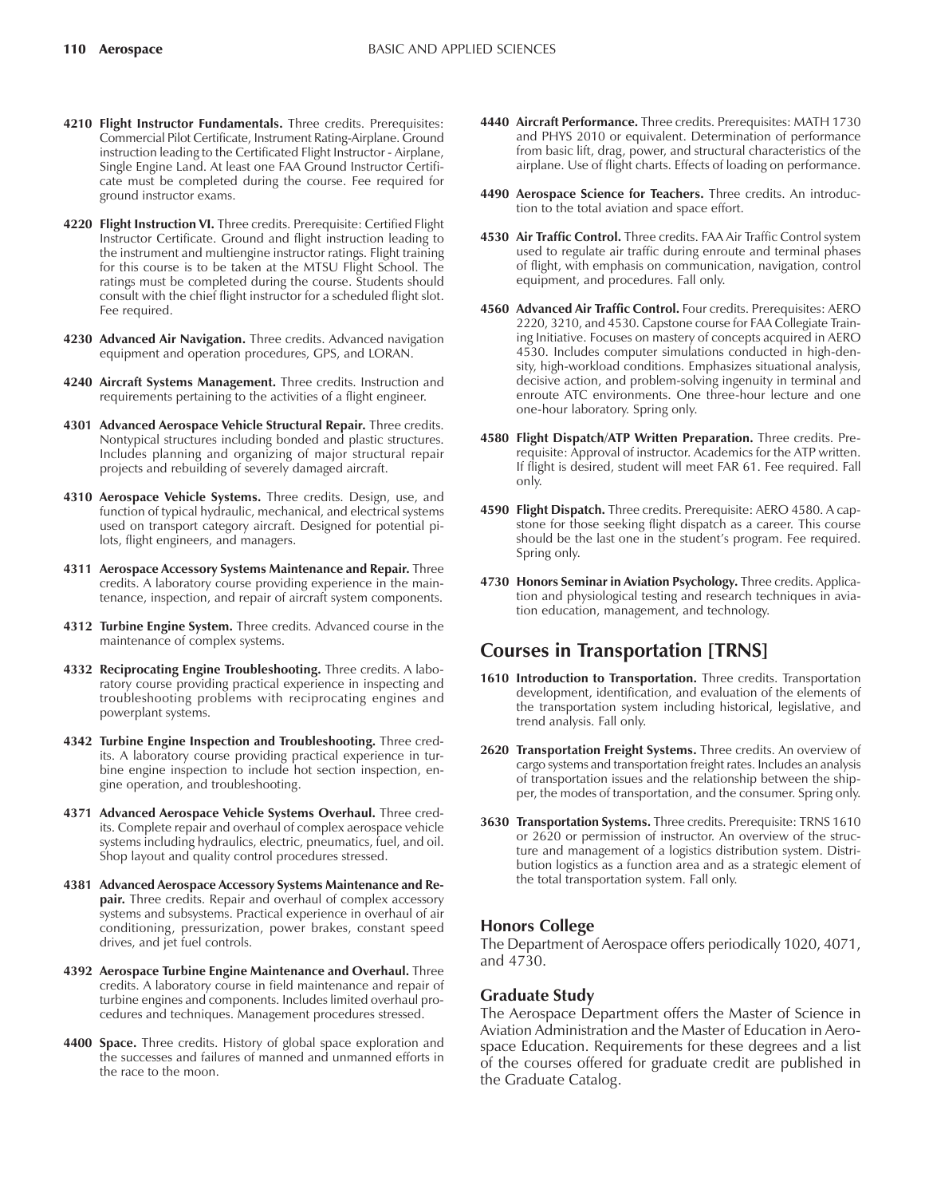**4210 Flight Instructor Fundamentals.** Three credits. Prerequisites: Commercial Pilot Certificate, Instrument Rating-Airplane. Ground instruction leading to the Certificated Flight Instructor - Airplane, Single Engine Land. At least one FAA Ground Instructor Certificate must be completed during the course. Fee required for ground instructor exams.

**4220 Flight Instruction VI.** Three credits. Prerequisite: Certified Flight Instructor Certificate. Ground and flight instruction leading to the instrument and multiengine instructor ratings. Flight training for this course is to be taken at the MTSU Flight School. The ratings must be completed during the course. Students should consult with the chief flight instructor for a scheduled flight slot. Fee required.

**4230 Advanced Air Navigation.** Three credits. Advanced navigation equipment and operation procedures, GPS, and LORAN.

**4240 Aircraft Systems Management.** Three credits. Instruction and requirements pertaining to the activities of a flight engineer.

**4301 Advanced Aerospace Vehicle Structural Repair.** Three credits. Nontypical structures including bonded and plastic structures. Includes planning and organizing of major structural repair projects and rebuilding of severely damaged aircraft.

**4310 Aerospace Vehicle Systems.** Three credits. Design, use, and function of typical hydraulic, mechanical, and electrical systems used on transport category aircraft. Designed for potential pilots, flight engineers, and managers.

**4311 Aerospace Accessory Systems Maintenance and Repair.** Three credits. A laboratory course providing experience in the maintenance, inspection, and repair of aircraft system components.

**4312 Turbine Engine System.** Three credits. Advanced course in the maintenance of complex systems.

**4332 Reciprocating Engine Troubleshooting.** Three credits. A laboratory course providing practical experience in inspecting and troubleshooting problems with reciprocating engines and powerplant systems.

**4342 Turbine Engine Inspection and Troubleshooting.** Three credits. A laboratory course providing practical experience in turbine engine inspection to include hot section inspection, engine operation, and troubleshooting.

**4371 Advanced Aerospace Vehicle Systems Overhaul.** Three credits. Complete repair and overhaul of complex aerospace vehicle systems including hydraulics, electric, pneumatics, fuel, and oil. Shop layout and quality control procedures stressed.

**4381 Advanced Aerospace Accessory Systems Maintenance and Repair.** Three credits. Repair and overhaul of complex accessory systems and subsystems. Practical experience in overhaul of air conditioning, pressurization, power brakes, constant speed drives, and jet fuel controls.

**4392 Aerospace Turbine Engine Maintenance and Overhaul.** Three credits. A laboratory course in field maintenance and repair of turbine engines and components. Includes limited overhaul procedures and techniques. Management procedures stressed.

**4400 Space.** Three credits. History of global space exploration and the successes and failures of manned and unmanned efforts in the race to the moon.

**4440 Aircraft Performance.** Three credits. Prerequisites: MATH 1730 and PHYS 2010 or equivalent. Determination of performance from basic lift, drag, power, and structural characteristics of the airplane. Use of flight charts. Effects of loading on performance.

**4490 Aerospace Science for Teachers.** Three credits. An introduction to the total aviation and space effort.

**4530 Air Traffic Control.** Three credits. FAA Air Traffic Control system used to regulate air traffic during enroute and terminal phases of flight, with emphasis on communication, navigation, control equipment, and procedures. Fall only.

**4560 Advanced Air Traffic Control.** Four credits. Prerequisites: AERO 2220, 3210, and 4530. Capstone course for FAA Collegiate Training Initiative. Focuses on mastery of concepts acquired in AERO 4530. Includes computer simulations conducted in high-density, high-workload conditions. Emphasizes situational analysis, decisive action, and problem-solving ingenuity in terminal and enroute ATC environments. One three-hour lecture and one one-hour laboratory. Spring only.

**4580 Flight Dispatch/ATP Written Preparation.** Three credits. Prerequisite: Approval of instructor. Academics for the ATP written. If flight is desired, student will meet FAR 61. Fee required. Fall only.

**4590 Flight Dispatch.** Three credits. Prerequisite: AERO 4580. A capstone for those seeking flight dispatch as a career. This course should be the last one in the student's program. Fee required. Spring only.

**4730 Honors Seminar in Aviation Psychology.** Three credits. Application and physiological testing and research techniques in aviation education, management, and technology.

## Courses in Transportation [TRNS]

**1610 Introduction to Transportation.** Three credits. Transportation development, identification, and evaluation of the elements of the transportation system including historical, legislative, and trend analysis. Fall only.

**2620 Transportation Freight Systems.** Three credits. An overview of cargo systems and transportation freight rates. Includes an analysis of transportation issues and the relationship between the shipper, the modes of transportation, and the consumer. Spring only.

**3630 Transportation Systems.** Three credits. Prerequisite: TRNS 1610 or 2620 or permission of instructor. An overview of the structure and management of a logistics distribution system. Distribution logistics as a function area and as a strategic element of the total transportation system. Fall only.

### Honors College

The Department of Aerospace offers periodically 1020, 4071, and 4730.

### Graduate Study

The Aerospace Department offers the Master of Science in Aviation Administration and the Master of Education in Aerospace Education. Requirements for these degrees and a list of the courses offered for graduate credit are published in the Graduate Catalog.